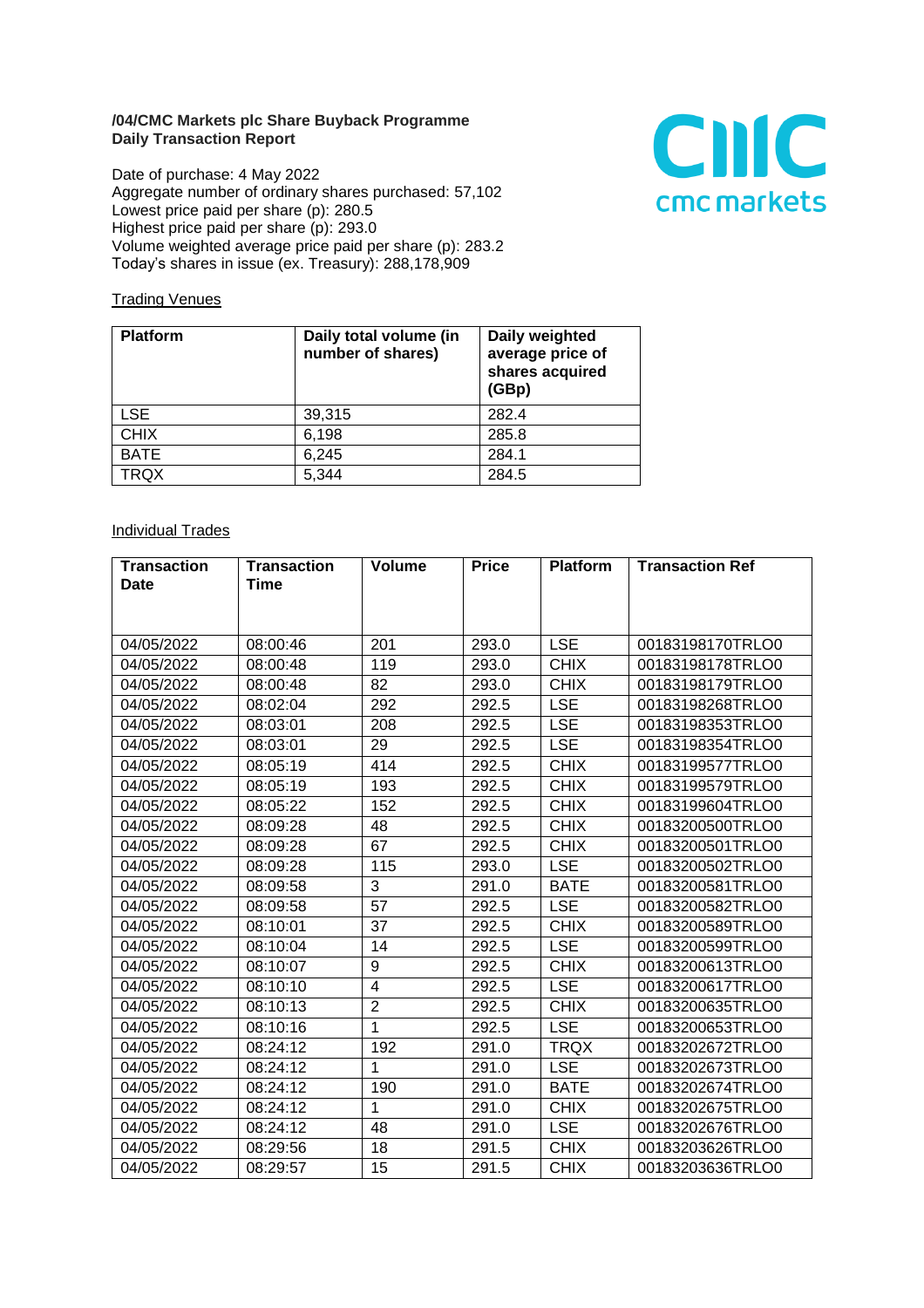**/04/CMC Markets plc Share Buyback Programme**
**Daily Transaction Report**

Date of purchase: 4 May 2022
Aggregate number of ordinary shares purchased: 57,102
Lowest price paid per share (p): 280.5
Highest price paid per share (p): 293.0
Volume weighted average price paid per share (p): 283.2
Today's shares in issue (ex. Treasury): 288,178,909

Trading Venues

| Platform | Daily total volume (in number of shares) | Daily weighted average price of shares acquired (GBp) |
|---|---|---|
| LSE | 39,315 | 282.4 |
| CHIX | 6,198 | 285.8 |
| BATE | 6,245 | 284.1 |
| TRQX | 5,344 | 284.5 |

Individual Trades

| Transaction Date | Transaction Time | Volume | Price | Platform | Transaction Ref |
|---|---|---|---|---|---|
| 04/05/2022 | 08:00:46 | 201 | 293.0 | LSE | 00183198170TRLO0 |
| 04/05/2022 | 08:00:48 | 119 | 293.0 | CHIX | 00183198178TRLO0 |
| 04/05/2022 | 08:00:48 | 82 | 293.0 | CHIX | 00183198179TRLO0 |
| 04/05/2022 | 08:02:04 | 292 | 292.5 | LSE | 00183198268TRLO0 |
| 04/05/2022 | 08:03:01 | 208 | 292.5 | LSE | 00183198353TRLO0 |
| 04/05/2022 | 08:03:01 | 29 | 292.5 | LSE | 00183198354TRLO0 |
| 04/05/2022 | 08:05:19 | 414 | 292.5 | CHIX | 00183199577TRLO0 |
| 04/05/2022 | 08:05:19 | 193 | 292.5 | CHIX | 00183199579TRLO0 |
| 04/05/2022 | 08:05:22 | 152 | 292.5 | CHIX | 00183199604TRLO0 |
| 04/05/2022 | 08:09:28 | 48 | 292.5 | CHIX | 00183200500TRLO0 |
| 04/05/2022 | 08:09:28 | 67 | 292.5 | CHIX | 00183200501TRLO0 |
| 04/05/2022 | 08:09:28 | 115 | 293.0 | LSE | 00183200502TRLO0 |
| 04/05/2022 | 08:09:58 | 3 | 291.0 | BATE | 00183200581TRLO0 |
| 04/05/2022 | 08:09:58 | 57 | 292.5 | LSE | 00183200582TRLO0 |
| 04/05/2022 | 08:10:01 | 37 | 292.5 | CHIX | 00183200589TRLO0 |
| 04/05/2022 | 08:10:04 | 14 | 292.5 | LSE | 00183200599TRLO0 |
| 04/05/2022 | 08:10:07 | 9 | 292.5 | CHIX | 00183200613TRLO0 |
| 04/05/2022 | 08:10:10 | 4 | 292.5 | LSE | 00183200617TRLO0 |
| 04/05/2022 | 08:10:13 | 2 | 292.5 | CHIX | 00183200635TRLO0 |
| 04/05/2022 | 08:10:16 | 1 | 292.5 | LSE | 00183200653TRLO0 |
| 04/05/2022 | 08:24:12 | 192 | 291.0 | TRQX | 00183202672TRLO0 |
| 04/05/2022 | 08:24:12 | 1 | 291.0 | LSE | 00183202673TRLO0 |
| 04/05/2022 | 08:24:12 | 190 | 291.0 | BATE | 00183202674TRLO0 |
| 04/05/2022 | 08:24:12 | 1 | 291.0 | CHIX | 00183202675TRLO0 |
| 04/05/2022 | 08:24:12 | 48 | 291.0 | LSE | 00183202676TRLO0 |
| 04/05/2022 | 08:29:56 | 18 | 291.5 | CHIX | 00183203626TRLO0 |
| 04/05/2022 | 08:29:57 | 15 | 291.5 | CHIX | 00183203636TRLO0 |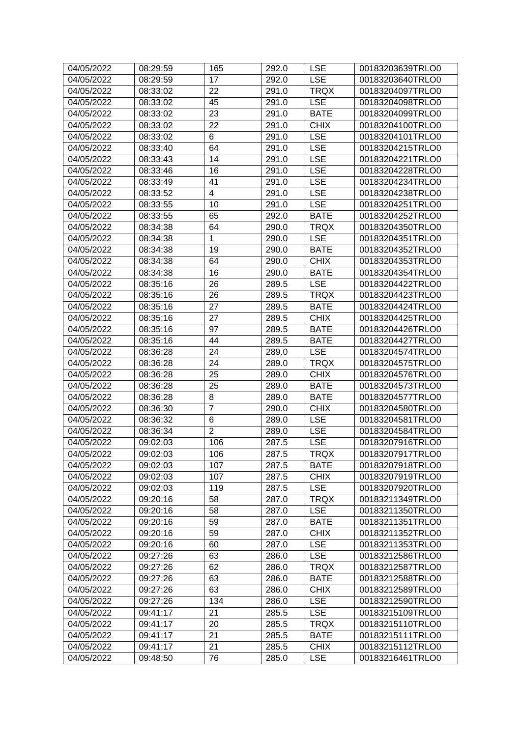| 04/05/2022 | 08:29:59 | 165 | 292.0 | LSE | 00183203639TRLO0 |
|---|---|---|---|---|---|
| 04/05/2022 | 08:29:59 | 17 | 292.0 | LSE | 00183203640TRLO0 |
| 04/05/2022 | 08:33:02 | 22 | 291.0 | TRQX | 00183204097TRLO0 |
| 04/05/2022 | 08:33:02 | 45 | 291.0 | LSE | 00183204098TRLO0 |
| 04/05/2022 | 08:33:02 | 23 | 291.0 | BATE | 00183204099TRLO0 |
| 04/05/2022 | 08:33:02 | 22 | 291.0 | CHIX | 00183204100TRLO0 |
| 04/05/2022 | 08:33:02 | 6 | 291.0 | LSE | 00183204101TRLO0 |
| 04/05/2022 | 08:33:40 | 64 | 291.0 | LSE | 00183204215TRLO0 |
| 04/05/2022 | 08:33:43 | 14 | 291.0 | LSE | 00183204221TRLO0 |
| 04/05/2022 | 08:33:46 | 16 | 291.0 | LSE | 00183204228TRLO0 |
| 04/05/2022 | 08:33:49 | 41 | 291.0 | LSE | 00183204234TRLO0 |
| 04/05/2022 | 08:33:52 | 4 | 291.0 | LSE | 00183204238TRLO0 |
| 04/05/2022 | 08:33:55 | 10 | 291.0 | LSE | 00183204251TRLO0 |
| 04/05/2022 | 08:33:55 | 65 | 292.0 | BATE | 00183204252TRLO0 |
| 04/05/2022 | 08:34:38 | 64 | 290.0 | TRQX | 00183204350TRLO0 |
| 04/05/2022 | 08:34:38 | 1 | 290.0 | LSE | 00183204351TRLO0 |
| 04/05/2022 | 08:34:38 | 19 | 290.0 | BATE | 00183204352TRLO0 |
| 04/05/2022 | 08:34:38 | 64 | 290.0 | CHIX | 00183204353TRLO0 |
| 04/05/2022 | 08:34:38 | 16 | 290.0 | BATE | 00183204354TRLO0 |
| 04/05/2022 | 08:35:16 | 26 | 289.5 | LSE | 00183204422TRLO0 |
| 04/05/2022 | 08:35:16 | 26 | 289.5 | TRQX | 00183204423TRLO0 |
| 04/05/2022 | 08:35:16 | 27 | 289.5 | BATE | 00183204424TRLO0 |
| 04/05/2022 | 08:35:16 | 27 | 289.5 | CHIX | 00183204425TRLO0 |
| 04/05/2022 | 08:35:16 | 97 | 289.5 | BATE | 00183204426TRLO0 |
| 04/05/2022 | 08:35:16 | 44 | 289.5 | BATE | 00183204427TRLO0 |
| 04/05/2022 | 08:36:28 | 24 | 289.0 | LSE | 00183204574TRLO0 |
| 04/05/2022 | 08:36:28 | 24 | 289.0 | TRQX | 00183204575TRLO0 |
| 04/05/2022 | 08:36:28 | 25 | 289.0 | CHIX | 00183204576TRLO0 |
| 04/05/2022 | 08:36:28 | 25 | 289.0 | BATE | 00183204573TRLO0 |
| 04/05/2022 | 08:36:28 | 8 | 289.0 | BATE | 00183204577TRLO0 |
| 04/05/2022 | 08:36:30 | 7 | 290.0 | CHIX | 00183204580TRLO0 |
| 04/05/2022 | 08:36:32 | 6 | 289.0 | LSE | 00183204581TRLO0 |
| 04/05/2022 | 08:36:34 | 2 | 289.0 | LSE | 00183204584TRLO0 |
| 04/05/2022 | 09:02:03 | 106 | 287.5 | LSE | 00183207916TRLO0 |
| 04/05/2022 | 09:02:03 | 106 | 287.5 | TRQX | 00183207917TRLO0 |
| 04/05/2022 | 09:02:03 | 107 | 287.5 | BATE | 00183207918TRLO0 |
| 04/05/2022 | 09:02:03 | 107 | 287.5 | CHIX | 00183207919TRLO0 |
| 04/05/2022 | 09:02:03 | 119 | 287.5 | LSE | 00183207920TRLO0 |
| 04/05/2022 | 09:20:16 | 58 | 287.0 | TRQX | 00183211349TRLO0 |
| 04/05/2022 | 09:20:16 | 58 | 287.0 | LSE | 00183211350TRLO0 |
| 04/05/2022 | 09:20:16 | 59 | 287.0 | BATE | 00183211351TRLO0 |
| 04/05/2022 | 09:20:16 | 59 | 287.0 | CHIX | 00183211352TRLO0 |
| 04/05/2022 | 09:20:16 | 60 | 287.0 | LSE | 00183211353TRLO0 |
| 04/05/2022 | 09:27:26 | 63 | 286.0 | LSE | 00183212586TRLO0 |
| 04/05/2022 | 09:27:26 | 62 | 286.0 | TRQX | 00183212587TRLO0 |
| 04/05/2022 | 09:27:26 | 63 | 286.0 | BATE | 00183212588TRLO0 |
| 04/05/2022 | 09:27:26 | 63 | 286.0 | CHIX | 00183212589TRLO0 |
| 04/05/2022 | 09:27:26 | 134 | 286.0 | LSE | 00183212590TRLO0 |
| 04/05/2022 | 09:41:17 | 21 | 285.5 | LSE | 00183215109TRLO0 |
| 04/05/2022 | 09:41:17 | 20 | 285.5 | TRQX | 00183215110TRLO0 |
| 04/05/2022 | 09:41:17 | 21 | 285.5 | BATE | 00183215111TRLO0 |
| 04/05/2022 | 09:41:17 | 21 | 285.5 | CHIX | 00183215112TRLO0 |
| 04/05/2022 | 09:48:50 | 76 | 285.0 | LSE | 00183216461TRLO0 |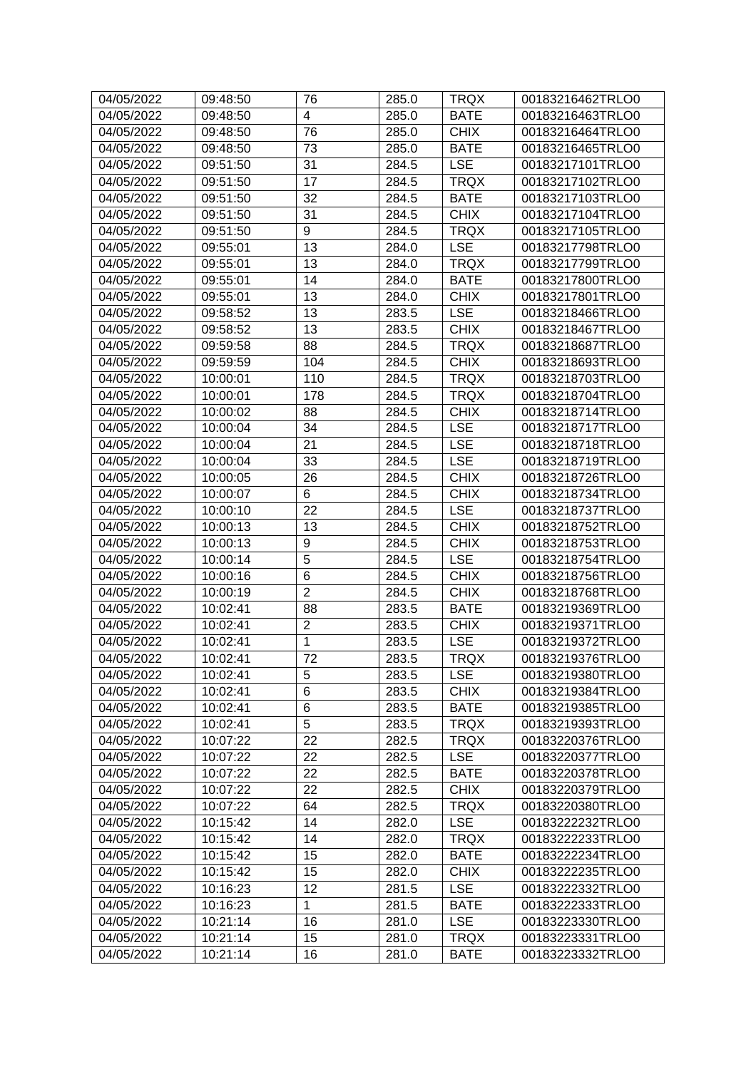| 04/05/2022 | 09:48:50 | 76 | 285.0 | TRQX | 00183216462TRLO0 |
|---|---|---|---|---|---|
| 04/05/2022 | 09:48:50 | 4 | 285.0 | BATE | 00183216463TRLO0 |
| 04/05/2022 | 09:48:50 | 76 | 285.0 | CHIX | 00183216464TRLO0 |
| 04/05/2022 | 09:48:50 | 73 | 285.0 | BATE | 00183216465TRLO0 |
| 04/05/2022 | 09:51:50 | 31 | 284.5 | LSE | 00183217101TRLO0 |
| 04/05/2022 | 09:51:50 | 17 | 284.5 | TRQX | 00183217102TRLO0 |
| 04/05/2022 | 09:51:50 | 32 | 284.5 | BATE | 00183217103TRLO0 |
| 04/05/2022 | 09:51:50 | 31 | 284.5 | CHIX | 00183217104TRLO0 |
| 04/05/2022 | 09:51:50 | 9 | 284.5 | TRQX | 00183217105TRLO0 |
| 04/05/2022 | 09:55:01 | 13 | 284.0 | LSE | 00183217798TRLO0 |
| 04/05/2022 | 09:55:01 | 13 | 284.0 | TRQX | 00183217799TRLO0 |
| 04/05/2022 | 09:55:01 | 14 | 284.0 | BATE | 00183217800TRLO0 |
| 04/05/2022 | 09:55:01 | 13 | 284.0 | CHIX | 00183217801TRLO0 |
| 04/05/2022 | 09:58:52 | 13 | 283.5 | LSE | 00183218466TRLO0 |
| 04/05/2022 | 09:58:52 | 13 | 283.5 | CHIX | 00183218467TRLO0 |
| 04/05/2022 | 09:59:58 | 88 | 284.5 | TRQX | 00183218687TRLO0 |
| 04/05/2022 | 09:59:59 | 104 | 284.5 | CHIX | 00183218693TRLO0 |
| 04/05/2022 | 10:00:01 | 110 | 284.5 | TRQX | 00183218703TRLO0 |
| 04/05/2022 | 10:00:01 | 178 | 284.5 | TRQX | 00183218704TRLO0 |
| 04/05/2022 | 10:00:02 | 88 | 284.5 | CHIX | 00183218714TRLO0 |
| 04/05/2022 | 10:00:04 | 34 | 284.5 | LSE | 00183218717TRLO0 |
| 04/05/2022 | 10:00:04 | 21 | 284.5 | LSE | 00183218718TRLO0 |
| 04/05/2022 | 10:00:04 | 33 | 284.5 | LSE | 00183218719TRLO0 |
| 04/05/2022 | 10:00:05 | 26 | 284.5 | CHIX | 00183218726TRLO0 |
| 04/05/2022 | 10:00:07 | 6 | 284.5 | CHIX | 00183218734TRLO0 |
| 04/05/2022 | 10:00:10 | 22 | 284.5 | LSE | 00183218737TRLO0 |
| 04/05/2022 | 10:00:13 | 13 | 284.5 | CHIX | 00183218752TRLO0 |
| 04/05/2022 | 10:00:13 | 9 | 284.5 | CHIX | 00183218753TRLO0 |
| 04/05/2022 | 10:00:14 | 5 | 284.5 | LSE | 00183218754TRLO0 |
| 04/05/2022 | 10:00:16 | 6 | 284.5 | CHIX | 00183218756TRLO0 |
| 04/05/2022 | 10:00:19 | 2 | 284.5 | CHIX | 00183218768TRLO0 |
| 04/05/2022 | 10:02:41 | 88 | 283.5 | BATE | 00183219369TRLO0 |
| 04/05/2022 | 10:02:41 | 2 | 283.5 | CHIX | 00183219371TRLO0 |
| 04/05/2022 | 10:02:41 | 1 | 283.5 | LSE | 00183219372TRLO0 |
| 04/05/2022 | 10:02:41 | 72 | 283.5 | TRQX | 00183219376TRLO0 |
| 04/05/2022 | 10:02:41 | 5 | 283.5 | LSE | 00183219380TRLO0 |
| 04/05/2022 | 10:02:41 | 6 | 283.5 | CHIX | 00183219384TRLO0 |
| 04/05/2022 | 10:02:41 | 6 | 283.5 | BATE | 00183219385TRLO0 |
| 04/05/2022 | 10:02:41 | 5 | 283.5 | TRQX | 00183219393TRLO0 |
| 04/05/2022 | 10:07:22 | 22 | 282.5 | TRQX | 00183220376TRLO0 |
| 04/05/2022 | 10:07:22 | 22 | 282.5 | LSE | 00183220377TRLO0 |
| 04/05/2022 | 10:07:22 | 22 | 282.5 | BATE | 00183220378TRLO0 |
| 04/05/2022 | 10:07:22 | 22 | 282.5 | CHIX | 00183220379TRLO0 |
| 04/05/2022 | 10:07:22 | 64 | 282.5 | TRQX | 00183220380TRLO0 |
| 04/05/2022 | 10:15:42 | 14 | 282.0 | LSE | 00183222232TRLO0 |
| 04/05/2022 | 10:15:42 | 14 | 282.0 | TRQX | 00183222233TRLO0 |
| 04/05/2022 | 10:15:42 | 15 | 282.0 | BATE | 00183222234TRLO0 |
| 04/05/2022 | 10:15:42 | 15 | 282.0 | CHIX | 00183222235TRLO0 |
| 04/05/2022 | 10:16:23 | 12 | 281.5 | LSE | 00183222332TRLO0 |
| 04/05/2022 | 10:16:23 | 1 | 281.5 | BATE | 00183222333TRLO0 |
| 04/05/2022 | 10:21:14 | 16 | 281.0 | LSE | 00183223330TRLO0 |
| 04/05/2022 | 10:21:14 | 15 | 281.0 | TRQX | 00183223331TRLO0 |
| 04/05/2022 | 10:21:14 | 16 | 281.0 | BATE | 00183223332TRLO0 |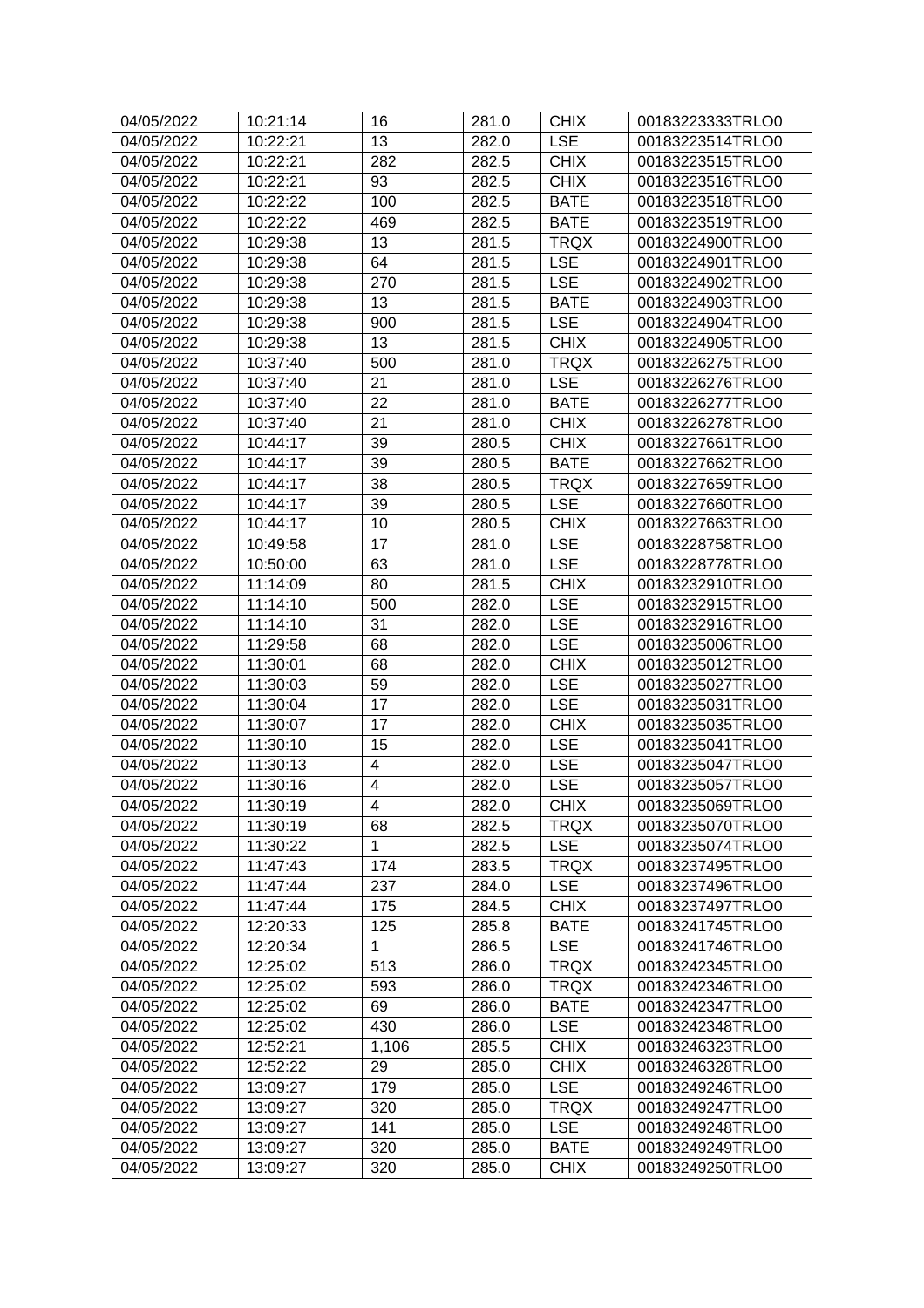| | | | | | |
|---|---|---|---|---|---|
| 04/05/2022 | 10:21:14 | 16 | 281.0 | CHIX | 00183223333TRLO0 |
| 04/05/2022 | 10:22:21 | 13 | 282.0 | LSE | 00183223514TRLO0 |
| 04/05/2022 | 10:22:21 | 282 | 282.5 | CHIX | 00183223515TRLO0 |
| 04/05/2022 | 10:22:21 | 93 | 282.5 | CHIX | 00183223516TRLO0 |
| 04/05/2022 | 10:22:22 | 100 | 282.5 | BATE | 00183223518TRLO0 |
| 04/05/2022 | 10:22:22 | 469 | 282.5 | BATE | 00183223519TRLO0 |
| 04/05/2022 | 10:29:38 | 13 | 281.5 | TRQX | 00183224900TRLO0 |
| 04/05/2022 | 10:29:38 | 64 | 281.5 | LSE | 00183224901TRLO0 |
| 04/05/2022 | 10:29:38 | 270 | 281.5 | LSE | 00183224902TRLO0 |
| 04/05/2022 | 10:29:38 | 13 | 281.5 | BATE | 00183224903TRLO0 |
| 04/05/2022 | 10:29:38 | 900 | 281.5 | LSE | 00183224904TRLO0 |
| 04/05/2022 | 10:29:38 | 13 | 281.5 | CHIX | 00183224905TRLO0 |
| 04/05/2022 | 10:37:40 | 500 | 281.0 | TRQX | 00183226275TRLO0 |
| 04/05/2022 | 10:37:40 | 21 | 281.0 | LSE | 00183226276TRLO0 |
| 04/05/2022 | 10:37:40 | 22 | 281.0 | BATE | 00183226277TRLO0 |
| 04/05/2022 | 10:37:40 | 21 | 281.0 | CHIX | 00183226278TRLO0 |
| 04/05/2022 | 10:44:17 | 39 | 280.5 | CHIX | 00183227661TRLO0 |
| 04/05/2022 | 10:44:17 | 39 | 280.5 | BATE | 00183227662TRLO0 |
| 04/05/2022 | 10:44:17 | 38 | 280.5 | TRQX | 00183227659TRLO0 |
| 04/05/2022 | 10:44:17 | 39 | 280.5 | LSE | 00183227660TRLO0 |
| 04/05/2022 | 10:44:17 | 10 | 280.5 | CHIX | 00183227663TRLO0 |
| 04/05/2022 | 10:49:58 | 17 | 281.0 | LSE | 00183228758TRLO0 |
| 04/05/2022 | 10:50:00 | 63 | 281.0 | LSE | 00183228778TRLO0 |
| 04/05/2022 | 11:14:09 | 80 | 281.5 | CHIX | 00183232910TRLO0 |
| 04/05/2022 | 11:14:10 | 500 | 282.0 | LSE | 00183232915TRLO0 |
| 04/05/2022 | 11:14:10 | 31 | 282.0 | LSE | 00183232916TRLO0 |
| 04/05/2022 | 11:29:58 | 68 | 282.0 | LSE | 00183235006TRLO0 |
| 04/05/2022 | 11:30:01 | 68 | 282.0 | CHIX | 00183235012TRLO0 |
| 04/05/2022 | 11:30:03 | 59 | 282.0 | LSE | 00183235027TRLO0 |
| 04/05/2022 | 11:30:04 | 17 | 282.0 | LSE | 00183235031TRLO0 |
| 04/05/2022 | 11:30:07 | 17 | 282.0 | CHIX | 00183235035TRLO0 |
| 04/05/2022 | 11:30:10 | 15 | 282.0 | LSE | 00183235041TRLO0 |
| 04/05/2022 | 11:30:13 | 4 | 282.0 | LSE | 00183235047TRLO0 |
| 04/05/2022 | 11:30:16 | 4 | 282.0 | LSE | 00183235057TRLO0 |
| 04/05/2022 | 11:30:19 | 4 | 282.0 | CHIX | 00183235069TRLO0 |
| 04/05/2022 | 11:30:19 | 68 | 282.5 | TRQX | 00183235070TRLO0 |
| 04/05/2022 | 11:30:22 | 1 | 282.5 | LSE | 00183235074TRLO0 |
| 04/05/2022 | 11:47:43 | 174 | 283.5 | TRQX | 00183237495TRLO0 |
| 04/05/2022 | 11:47:44 | 237 | 284.0 | LSE | 00183237496TRLO0 |
| 04/05/2022 | 11:47:44 | 175 | 284.5 | CHIX | 00183237497TRLO0 |
| 04/05/2022 | 12:20:33 | 125 | 285.8 | BATE | 00183241745TRLO0 |
| 04/05/2022 | 12:20:34 | 1 | 286.5 | LSE | 00183241746TRLO0 |
| 04/05/2022 | 12:25:02 | 513 | 286.0 | TRQX | 00183242345TRLO0 |
| 04/05/2022 | 12:25:02 | 593 | 286.0 | TRQX | 00183242346TRLO0 |
| 04/05/2022 | 12:25:02 | 69 | 286.0 | BATE | 00183242347TRLO0 |
| 04/05/2022 | 12:25:02 | 430 | 286.0 | LSE | 00183242348TRLO0 |
| 04/05/2022 | 12:52:21 | 1,106 | 285.5 | CHIX | 00183246323TRLO0 |
| 04/05/2022 | 12:52:22 | 29 | 285.0 | CHIX | 00183246328TRLO0 |
| 04/05/2022 | 13:09:27 | 179 | 285.0 | LSE | 00183249246TRLO0 |
| 04/05/2022 | 13:09:27 | 320 | 285.0 | TRQX | 00183249247TRLO0 |
| 04/05/2022 | 13:09:27 | 141 | 285.0 | LSE | 00183249248TRLO0 |
| 04/05/2022 | 13:09:27 | 320 | 285.0 | BATE | 00183249249TRLO0 |
| 04/05/2022 | 13:09:27 | 320 | 285.0 | CHIX | 00183249250TRLO0 |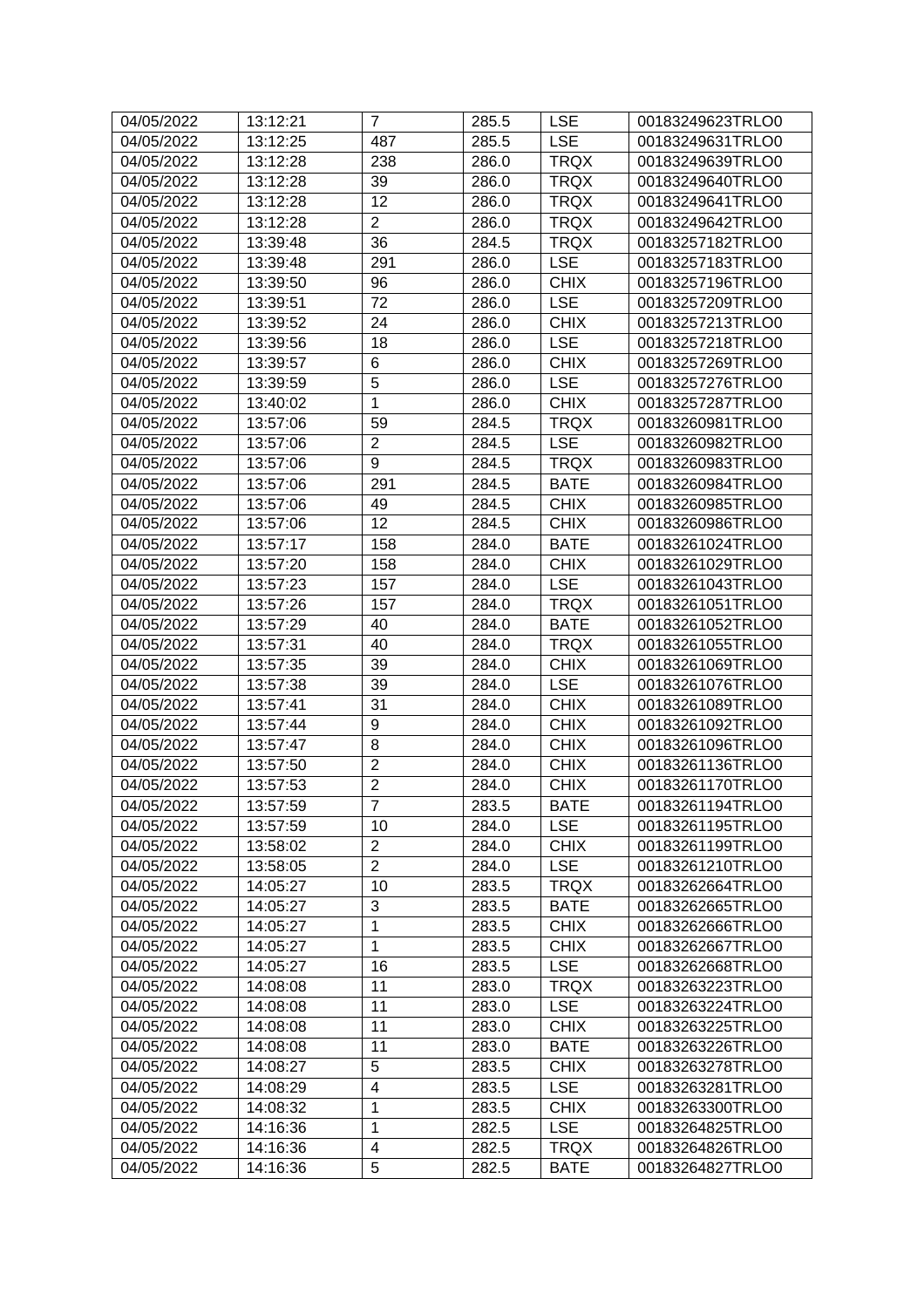| 04/05/2022 | 13:12:21 | 7 | 285.5 | LSE | 00183249623TRLO0 |
|---|---|---|---|---|---|
| 04/05/2022 | 13:12:25 | 487 | 285.5 | LSE | 00183249631TRLO0 |
| 04/05/2022 | 13:12:28 | 238 | 286.0 | TRQX | 00183249639TRLO0 |
| 04/05/2022 | 13:12:28 | 39 | 286.0 | TRQX | 00183249640TRLO0 |
| 04/05/2022 | 13:12:28 | 12 | 286.0 | TRQX | 00183249641TRLO0 |
| 04/05/2022 | 13:12:28 | 2 | 286.0 | TRQX | 00183249642TRLO0 |
| 04/05/2022 | 13:39:48 | 36 | 284.5 | TRQX | 00183257182TRLO0 |
| 04/05/2022 | 13:39:48 | 291 | 286.0 | LSE | 00183257183TRLO0 |
| 04/05/2022 | 13:39:50 | 96 | 286.0 | CHIX | 00183257196TRLO0 |
| 04/05/2022 | 13:39:51 | 72 | 286.0 | LSE | 00183257209TRLO0 |
| 04/05/2022 | 13:39:52 | 24 | 286.0 | CHIX | 00183257213TRLO0 |
| 04/05/2022 | 13:39:56 | 18 | 286.0 | LSE | 00183257218TRLO0 |
| 04/05/2022 | 13:39:57 | 6 | 286.0 | CHIX | 00183257269TRLO0 |
| 04/05/2022 | 13:39:59 | 5 | 286.0 | LSE | 00183257276TRLO0 |
| 04/05/2022 | 13:40:02 | 1 | 286.0 | CHIX | 00183257287TRLO0 |
| 04/05/2022 | 13:57:06 | 59 | 284.5 | TRQX | 00183260981TRLO0 |
| 04/05/2022 | 13:57:06 | 2 | 284.5 | LSE | 00183260982TRLO0 |
| 04/05/2022 | 13:57:06 | 9 | 284.5 | TRQX | 00183260983TRLO0 |
| 04/05/2022 | 13:57:06 | 291 | 284.5 | BATE | 00183260984TRLO0 |
| 04/05/2022 | 13:57:06 | 49 | 284.5 | CHIX | 00183260985TRLO0 |
| 04/05/2022 | 13:57:06 | 12 | 284.5 | CHIX | 00183260986TRLO0 |
| 04/05/2022 | 13:57:17 | 158 | 284.0 | BATE | 00183261024TRLO0 |
| 04/05/2022 | 13:57:20 | 158 | 284.0 | CHIX | 00183261029TRLO0 |
| 04/05/2022 | 13:57:23 | 157 | 284.0 | LSE | 00183261043TRLO0 |
| 04/05/2022 | 13:57:26 | 157 | 284.0 | TRQX | 00183261051TRLO0 |
| 04/05/2022 | 13:57:29 | 40 | 284.0 | BATE | 00183261052TRLO0 |
| 04/05/2022 | 13:57:31 | 40 | 284.0 | TRQX | 00183261055TRLO0 |
| 04/05/2022 | 13:57:35 | 39 | 284.0 | CHIX | 00183261069TRLO0 |
| 04/05/2022 | 13:57:38 | 39 | 284.0 | LSE | 00183261076TRLO0 |
| 04/05/2022 | 13:57:41 | 31 | 284.0 | CHIX | 00183261089TRLO0 |
| 04/05/2022 | 13:57:44 | 9 | 284.0 | CHIX | 00183261092TRLO0 |
| 04/05/2022 | 13:57:47 | 8 | 284.0 | CHIX | 00183261096TRLO0 |
| 04/05/2022 | 13:57:50 | 2 | 284.0 | CHIX | 00183261136TRLO0 |
| 04/05/2022 | 13:57:53 | 2 | 284.0 | CHIX | 00183261170TRLO0 |
| 04/05/2022 | 13:57:59 | 7 | 283.5 | BATE | 00183261194TRLO0 |
| 04/05/2022 | 13:57:59 | 10 | 284.0 | LSE | 00183261195TRLO0 |
| 04/05/2022 | 13:58:02 | 2 | 284.0 | CHIX | 00183261199TRLO0 |
| 04/05/2022 | 13:58:05 | 2 | 284.0 | LSE | 00183261210TRLO0 |
| 04/05/2022 | 14:05:27 | 10 | 283.5 | TRQX | 00183262664TRLO0 |
| 04/05/2022 | 14:05:27 | 3 | 283.5 | BATE | 00183262665TRLO0 |
| 04/05/2022 | 14:05:27 | 1 | 283.5 | CHIX | 00183262666TRLO0 |
| 04/05/2022 | 14:05:27 | 1 | 283.5 | CHIX | 00183262667TRLO0 |
| 04/05/2022 | 14:05:27 | 16 | 283.5 | LSE | 00183262668TRLO0 |
| 04/05/2022 | 14:08:08 | 11 | 283.0 | TRQX | 00183263223TRLO0 |
| 04/05/2022 | 14:08:08 | 11 | 283.0 | LSE | 00183263224TRLO0 |
| 04/05/2022 | 14:08:08 | 11 | 283.0 | CHIX | 00183263225TRLO0 |
| 04/05/2022 | 14:08:08 | 11 | 283.0 | BATE | 00183263226TRLO0 |
| 04/05/2022 | 14:08:27 | 5 | 283.5 | CHIX | 00183263278TRLO0 |
| 04/05/2022 | 14:08:29 | 4 | 283.5 | LSE | 00183263281TRLO0 |
| 04/05/2022 | 14:08:32 | 1 | 283.5 | CHIX | 00183263300TRLO0 |
| 04/05/2022 | 14:16:36 | 1 | 282.5 | LSE | 00183264825TRLO0 |
| 04/05/2022 | 14:16:36 | 4 | 282.5 | TRQX | 00183264826TRLO0 |
| 04/05/2022 | 14:16:36 | 5 | 282.5 | BATE | 00183264827TRLO0 |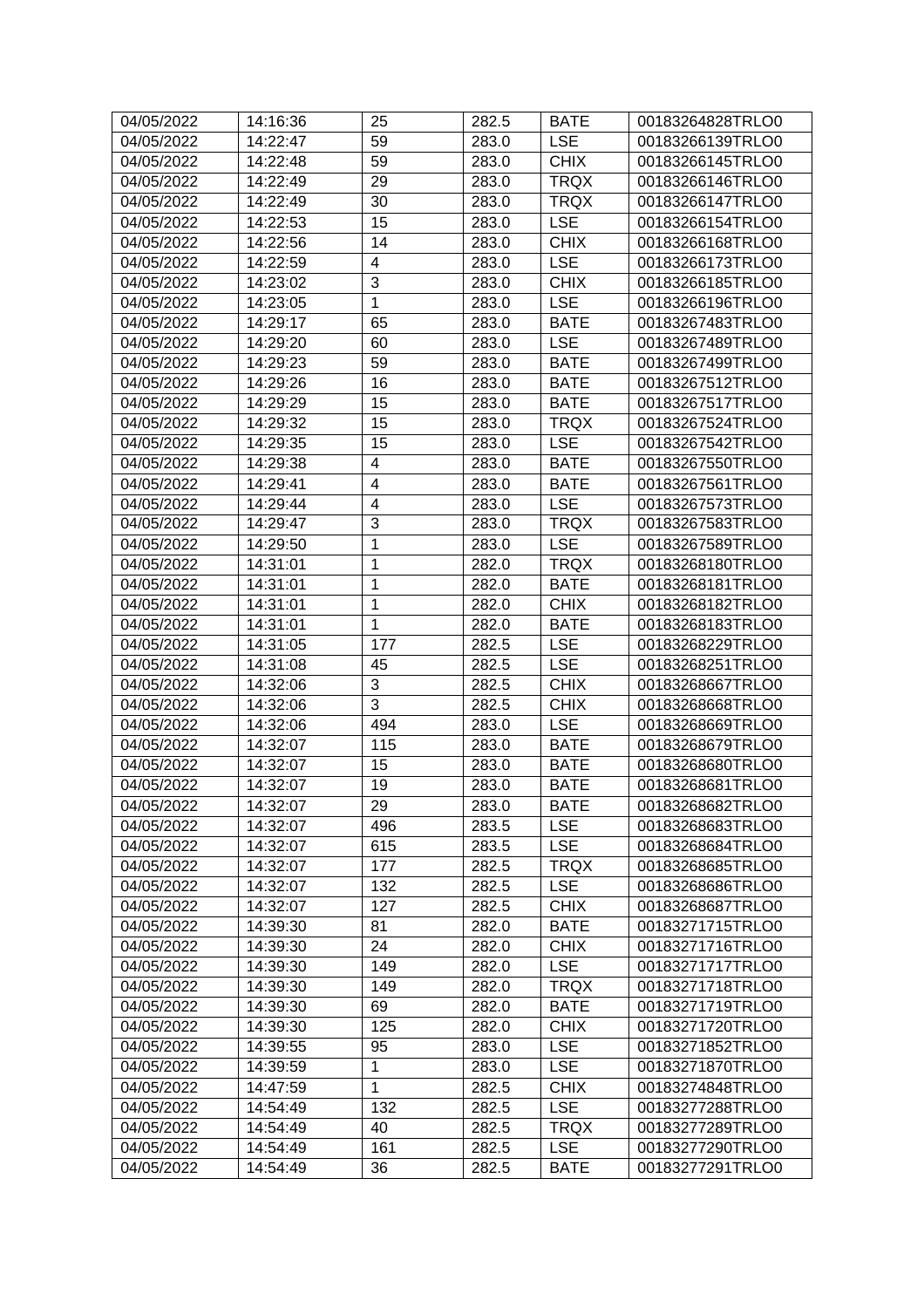| 04/05/2022 | 14:16:36 | 25 | 282.5 | BATE | 00183264828TRLO0 |
|---|---|---|---|---|---|
| 04/05/2022 | 14:22:47 | 59 | 283.0 | LSE | 00183266139TRLO0 |
| 04/05/2022 | 14:22:48 | 59 | 283.0 | CHIX | 00183266145TRLO0 |
| 04/05/2022 | 14:22:49 | 29 | 283.0 | TRQX | 00183266146TRLO0 |
| 04/05/2022 | 14:22:49 | 30 | 283.0 | TRQX | 00183266147TRLO0 |
| 04/05/2022 | 14:22:53 | 15 | 283.0 | LSE | 00183266154TRLO0 |
| 04/05/2022 | 14:22:56 | 14 | 283.0 | CHIX | 00183266168TRLO0 |
| 04/05/2022 | 14:22:59 | 4 | 283.0 | LSE | 00183266173TRLO0 |
| 04/05/2022 | 14:23:02 | 3 | 283.0 | CHIX | 00183266185TRLO0 |
| 04/05/2022 | 14:23:05 | 1 | 283.0 | LSE | 00183266196TRLO0 |
| 04/05/2022 | 14:29:17 | 65 | 283.0 | BATE | 00183267483TRLO0 |
| 04/05/2022 | 14:29:20 | 60 | 283.0 | LSE | 00183267489TRLO0 |
| 04/05/2022 | 14:29:23 | 59 | 283.0 | BATE | 00183267499TRLO0 |
| 04/05/2022 | 14:29:26 | 16 | 283.0 | BATE | 00183267512TRLO0 |
| 04/05/2022 | 14:29:29 | 15 | 283.0 | BATE | 00183267517TRLO0 |
| 04/05/2022 | 14:29:32 | 15 | 283.0 | TRQX | 00183267524TRLO0 |
| 04/05/2022 | 14:29:35 | 15 | 283.0 | LSE | 00183267542TRLO0 |
| 04/05/2022 | 14:29:38 | 4 | 283.0 | BATE | 00183267550TRLO0 |
| 04/05/2022 | 14:29:41 | 4 | 283.0 | BATE | 00183267561TRLO0 |
| 04/05/2022 | 14:29:44 | 4 | 283.0 | LSE | 00183267573TRLO0 |
| 04/05/2022 | 14:29:47 | 3 | 283.0 | TRQX | 00183267583TRLO0 |
| 04/05/2022 | 14:29:50 | 1 | 283.0 | LSE | 00183267589TRLO0 |
| 04/05/2022 | 14:31:01 | 1 | 282.0 | TRQX | 00183268180TRLO0 |
| 04/05/2022 | 14:31:01 | 1 | 282.0 | BATE | 00183268181TRLO0 |
| 04/05/2022 | 14:31:01 | 1 | 282.0 | CHIX | 00183268182TRLO0 |
| 04/05/2022 | 14:31:01 | 1 | 282.0 | BATE | 00183268183TRLO0 |
| 04/05/2022 | 14:31:05 | 177 | 282.5 | LSE | 00183268229TRLO0 |
| 04/05/2022 | 14:31:08 | 45 | 282.5 | LSE | 00183268251TRLO0 |
| 04/05/2022 | 14:32:06 | 3 | 282.5 | CHIX | 00183268667TRLO0 |
| 04/05/2022 | 14:32:06 | 3 | 282.5 | CHIX | 00183268668TRLO0 |
| 04/05/2022 | 14:32:06 | 494 | 283.0 | LSE | 00183268669TRLO0 |
| 04/05/2022 | 14:32:07 | 115 | 283.0 | BATE | 00183268679TRLO0 |
| 04/05/2022 | 14:32:07 | 15 | 283.0 | BATE | 00183268680TRLO0 |
| 04/05/2022 | 14:32:07 | 19 | 283.0 | BATE | 00183268681TRLO0 |
| 04/05/2022 | 14:32:07 | 29 | 283.0 | BATE | 00183268682TRLO0 |
| 04/05/2022 | 14:32:07 | 496 | 283.5 | LSE | 00183268683TRLO0 |
| 04/05/2022 | 14:32:07 | 615 | 283.5 | LSE | 00183268684TRLO0 |
| 04/05/2022 | 14:32:07 | 177 | 282.5 | TRQX | 00183268685TRLO0 |
| 04/05/2022 | 14:32:07 | 132 | 282.5 | LSE | 00183268686TRLO0 |
| 04/05/2022 | 14:32:07 | 127 | 282.5 | CHIX | 00183268687TRLO0 |
| 04/05/2022 | 14:39:30 | 81 | 282.0 | BATE | 00183271715TRLO0 |
| 04/05/2022 | 14:39:30 | 24 | 282.0 | CHIX | 00183271716TRLO0 |
| 04/05/2022 | 14:39:30 | 149 | 282.0 | LSE | 00183271717TRLO0 |
| 04/05/2022 | 14:39:30 | 149 | 282.0 | TRQX | 00183271718TRLO0 |
| 04/05/2022 | 14:39:30 | 69 | 282.0 | BATE | 00183271719TRLO0 |
| 04/05/2022 | 14:39:30 | 125 | 282.0 | CHIX | 00183271720TRLO0 |
| 04/05/2022 | 14:39:55 | 95 | 283.0 | LSE | 00183271852TRLO0 |
| 04/05/2022 | 14:39:59 | 1 | 283.0 | LSE | 00183271870TRLO0 |
| 04/05/2022 | 14:47:59 | 1 | 282.5 | CHIX | 00183274848TRLO0 |
| 04/05/2022 | 14:54:49 | 132 | 282.5 | LSE | 00183277288TRLO0 |
| 04/05/2022 | 14:54:49 | 40 | 282.5 | TRQX | 00183277289TRLO0 |
| 04/05/2022 | 14:54:49 | 161 | 282.5 | LSE | 00183277290TRLO0 |
| 04/05/2022 | 14:54:49 | 36 | 282.5 | BATE | 00183277291TRLO0 |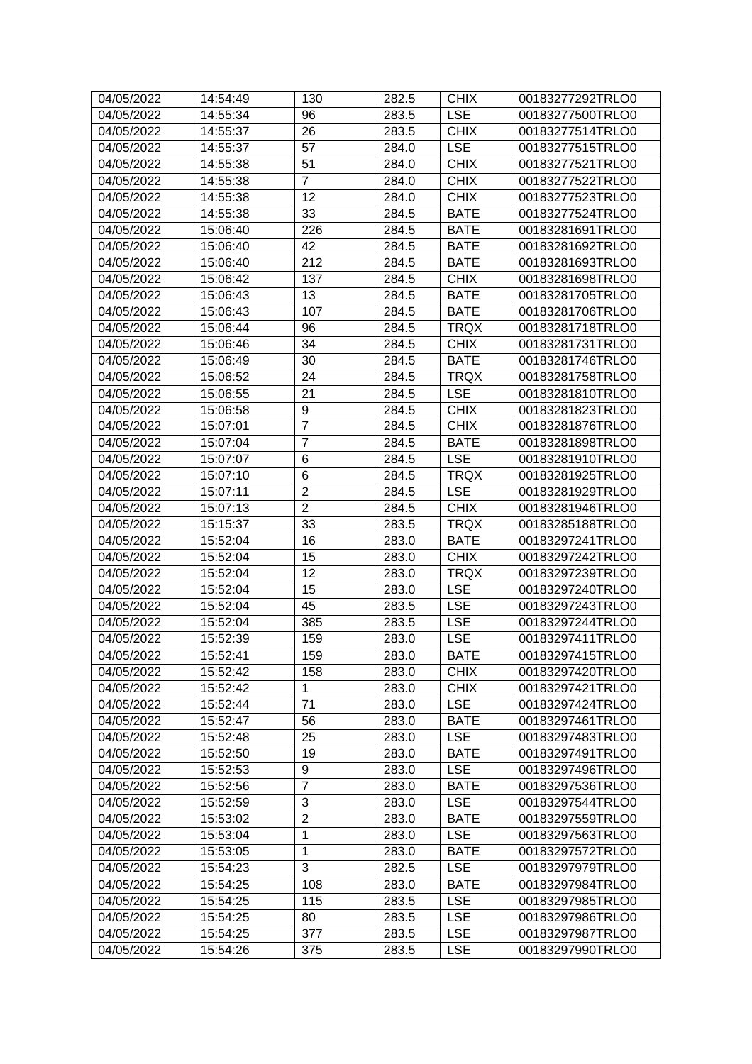| 04/05/2022 | 14:54:49 | 130 | 282.5 | CHIX | 00183277292TRLO0 |
|---|---|---|---|---|---|
| 04/05/2022 | 14:55:34 | 96 | 283.5 | LSE | 00183277500TRLO0 |
| 04/05/2022 | 14:55:37 | 26 | 283.5 | CHIX | 00183277514TRLO0 |
| 04/05/2022 | 14:55:37 | 57 | 284.0 | LSE | 00183277515TRLO0 |
| 04/05/2022 | 14:55:38 | 51 | 284.0 | CHIX | 00183277521TRLO0 |
| 04/05/2022 | 14:55:38 | 7 | 284.0 | CHIX | 00183277522TRLO0 |
| 04/05/2022 | 14:55:38 | 12 | 284.0 | CHIX | 00183277523TRLO0 |
| 04/05/2022 | 14:55:38 | 33 | 284.5 | BATE | 00183277524TRLO0 |
| 04/05/2022 | 15:06:40 | 226 | 284.5 | BATE | 00183281691TRLO0 |
| 04/05/2022 | 15:06:40 | 42 | 284.5 | BATE | 00183281692TRLO0 |
| 04/05/2022 | 15:06:40 | 212 | 284.5 | BATE | 00183281693TRLO0 |
| 04/05/2022 | 15:06:42 | 137 | 284.5 | CHIX | 00183281698TRLO0 |
| 04/05/2022 | 15:06:43 | 13 | 284.5 | BATE | 00183281705TRLO0 |
| 04/05/2022 | 15:06:43 | 107 | 284.5 | BATE | 00183281706TRLO0 |
| 04/05/2022 | 15:06:44 | 96 | 284.5 | TRQX | 00183281718TRLO0 |
| 04/05/2022 | 15:06:46 | 34 | 284.5 | CHIX | 00183281731TRLO0 |
| 04/05/2022 | 15:06:49 | 30 | 284.5 | BATE | 00183281746TRLO0 |
| 04/05/2022 | 15:06:52 | 24 | 284.5 | TRQX | 00183281758TRLO0 |
| 04/05/2022 | 15:06:55 | 21 | 284.5 | LSE | 00183281810TRLO0 |
| 04/05/2022 | 15:06:58 | 9 | 284.5 | CHIX | 00183281823TRLO0 |
| 04/05/2022 | 15:07:01 | 7 | 284.5 | CHIX | 00183281876TRLO0 |
| 04/05/2022 | 15:07:04 | 7 | 284.5 | BATE | 00183281898TRLO0 |
| 04/05/2022 | 15:07:07 | 6 | 284.5 | LSE | 00183281910TRLO0 |
| 04/05/2022 | 15:07:10 | 6 | 284.5 | TRQX | 00183281925TRLO0 |
| 04/05/2022 | 15:07:11 | 2 | 284.5 | LSE | 00183281929TRLO0 |
| 04/05/2022 | 15:07:13 | 2 | 284.5 | CHIX | 00183281946TRLO0 |
| 04/05/2022 | 15:15:37 | 33 | 283.5 | TRQX | 00183285188TRLO0 |
| 04/05/2022 | 15:52:04 | 16 | 283.0 | BATE | 00183297241TRLO0 |
| 04/05/2022 | 15:52:04 | 15 | 283.0 | CHIX | 00183297242TRLO0 |
| 04/05/2022 | 15:52:04 | 12 | 283.0 | TRQX | 00183297239TRLO0 |
| 04/05/2022 | 15:52:04 | 15 | 283.0 | LSE | 00183297240TRLO0 |
| 04/05/2022 | 15:52:04 | 45 | 283.5 | LSE | 00183297243TRLO0 |
| 04/05/2022 | 15:52:04 | 385 | 283.5 | LSE | 00183297244TRLO0 |
| 04/05/2022 | 15:52:39 | 159 | 283.0 | LSE | 00183297411TRLO0 |
| 04/05/2022 | 15:52:41 | 159 | 283.0 | BATE | 00183297415TRLO0 |
| 04/05/2022 | 15:52:42 | 158 | 283.0 | CHIX | 00183297420TRLO0 |
| 04/05/2022 | 15:52:42 | 1 | 283.0 | CHIX | 00183297421TRLO0 |
| 04/05/2022 | 15:52:44 | 71 | 283.0 | LSE | 00183297424TRLO0 |
| 04/05/2022 | 15:52:47 | 56 | 283.0 | BATE | 00183297461TRLO0 |
| 04/05/2022 | 15:52:48 | 25 | 283.0 | LSE | 00183297483TRLO0 |
| 04/05/2022 | 15:52:50 | 19 | 283.0 | BATE | 00183297491TRLO0 |
| 04/05/2022 | 15:52:53 | 9 | 283.0 | LSE | 00183297496TRLO0 |
| 04/05/2022 | 15:52:56 | 7 | 283.0 | BATE | 00183297536TRLO0 |
| 04/05/2022 | 15:52:59 | 3 | 283.0 | LSE | 00183297544TRLO0 |
| 04/05/2022 | 15:53:02 | 2 | 283.0 | BATE | 00183297559TRLO0 |
| 04/05/2022 | 15:53:04 | 1 | 283.0 | LSE | 00183297563TRLO0 |
| 04/05/2022 | 15:53:05 | 1 | 283.0 | BATE | 00183297572TRLO0 |
| 04/05/2022 | 15:54:23 | 3 | 282.5 | LSE | 00183297979TRLO0 |
| 04/05/2022 | 15:54:25 | 108 | 283.0 | BATE | 00183297984TRLO0 |
| 04/05/2022 | 15:54:25 | 115 | 283.5 | LSE | 00183297985TRLO0 |
| 04/05/2022 | 15:54:25 | 80 | 283.5 | LSE | 00183297986TRLO0 |
| 04/05/2022 | 15:54:25 | 377 | 283.5 | LSE | 00183297987TRLO0 |
| 04/05/2022 | 15:54:26 | 375 | 283.5 | LSE | 00183297990TRLO0 |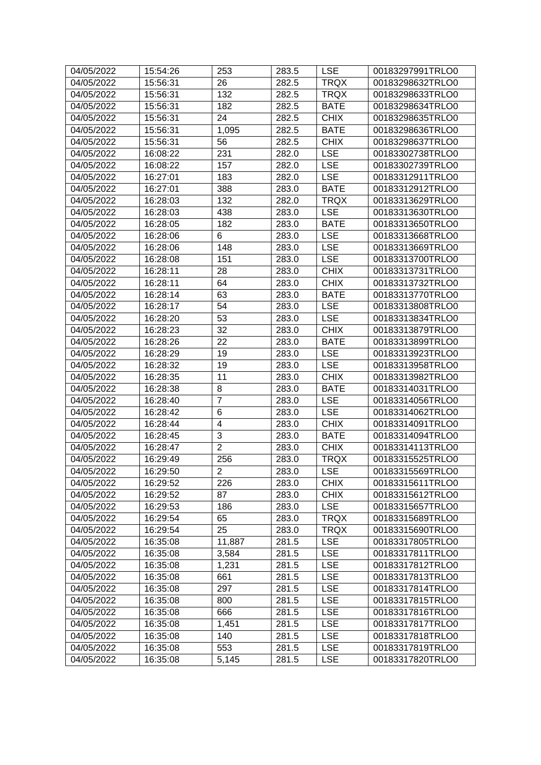| | | | | | |
|---|---|---|---|---|---|
| 04/05/2022 | 15:54:26 | 253 | 283.5 | LSE | 00183297991TRLO0 |
| 04/05/2022 | 15:56:31 | 26 | 282.5 | TRQX | 00183298632TRLO0 |
| 04/05/2022 | 15:56:31 | 132 | 282.5 | TRQX | 00183298633TRLO0 |
| 04/05/2022 | 15:56:31 | 182 | 282.5 | BATE | 00183298634TRLO0 |
| 04/05/2022 | 15:56:31 | 24 | 282.5 | CHIX | 00183298635TRLO0 |
| 04/05/2022 | 15:56:31 | 1,095 | 282.5 | BATE | 00183298636TRLO0 |
| 04/05/2022 | 15:56:31 | 56 | 282.5 | CHIX | 00183298637TRLO0 |
| 04/05/2022 | 16:08:22 | 231 | 282.0 | LSE | 00183302738TRLO0 |
| 04/05/2022 | 16:08:22 | 157 | 282.0 | LSE | 00183302739TRLO0 |
| 04/05/2022 | 16:27:01 | 183 | 282.0 | LSE | 00183312911TRLO0 |
| 04/05/2022 | 16:27:01 | 388 | 283.0 | BATE | 00183312912TRLO0 |
| 04/05/2022 | 16:28:03 | 132 | 282.0 | TRQX | 00183313629TRLO0 |
| 04/05/2022 | 16:28:03 | 438 | 283.0 | LSE | 00183313630TRLO0 |
| 04/05/2022 | 16:28:05 | 182 | 283.0 | BATE | 00183313650TRLO0 |
| 04/05/2022 | 16:28:06 | 6 | 283.0 | LSE | 00183313668TRLO0 |
| 04/05/2022 | 16:28:06 | 148 | 283.0 | LSE | 00183313669TRLO0 |
| 04/05/2022 | 16:28:08 | 151 | 283.0 | LSE | 00183313700TRLO0 |
| 04/05/2022 | 16:28:11 | 28 | 283.0 | CHIX | 00183313731TRLO0 |
| 04/05/2022 | 16:28:11 | 64 | 283.0 | CHIX | 00183313732TRLO0 |
| 04/05/2022 | 16:28:14 | 63 | 283.0 | BATE | 00183313770TRLO0 |
| 04/05/2022 | 16:28:17 | 54 | 283.0 | LSE | 00183313808TRLO0 |
| 04/05/2022 | 16:28:20 | 53 | 283.0 | LSE | 00183313834TRLO0 |
| 04/05/2022 | 16:28:23 | 32 | 283.0 | CHIX | 00183313879TRLO0 |
| 04/05/2022 | 16:28:26 | 22 | 283.0 | BATE | 00183313899TRLO0 |
| 04/05/2022 | 16:28:29 | 19 | 283.0 | LSE | 00183313923TRLO0 |
| 04/05/2022 | 16:28:32 | 19 | 283.0 | LSE | 00183313958TRLO0 |
| 04/05/2022 | 16:28:35 | 11 | 283.0 | CHIX | 00183313982TRLO0 |
| 04/05/2022 | 16:28:38 | 8 | 283.0 | BATE | 00183314031TRLO0 |
| 04/05/2022 | 16:28:40 | 7 | 283.0 | LSE | 00183314056TRLO0 |
| 04/05/2022 | 16:28:42 | 6 | 283.0 | LSE | 00183314062TRLO0 |
| 04/05/2022 | 16:28:44 | 4 | 283.0 | CHIX | 00183314091TRLO0 |
| 04/05/2022 | 16:28:45 | 3 | 283.0 | BATE | 00183314094TRLO0 |
| 04/05/2022 | 16:28:47 | 2 | 283.0 | CHIX | 00183314113TRLO0 |
| 04/05/2022 | 16:29:49 | 256 | 283.0 | TRQX | 00183315525TRLO0 |
| 04/05/2022 | 16:29:50 | 2 | 283.0 | LSE | 00183315569TRLO0 |
| 04/05/2022 | 16:29:52 | 226 | 283.0 | CHIX | 00183315611TRLO0 |
| 04/05/2022 | 16:29:52 | 87 | 283.0 | CHIX | 00183315612TRLO0 |
| 04/05/2022 | 16:29:53 | 186 | 283.0 | LSE | 00183315657TRLO0 |
| 04/05/2022 | 16:29:54 | 65 | 283.0 | TRQX | 00183315689TRLO0 |
| 04/05/2022 | 16:29:54 | 25 | 283.0 | TRQX | 00183315690TRLO0 |
| 04/05/2022 | 16:35:08 | 11,887 | 281.5 | LSE | 00183317805TRLO0 |
| 04/05/2022 | 16:35:08 | 3,584 | 281.5 | LSE | 00183317811TRLO0 |
| 04/05/2022 | 16:35:08 | 1,231 | 281.5 | LSE | 00183317812TRLO0 |
| 04/05/2022 | 16:35:08 | 661 | 281.5 | LSE | 00183317813TRLO0 |
| 04/05/2022 | 16:35:08 | 297 | 281.5 | LSE | 00183317814TRLO0 |
| 04/05/2022 | 16:35:08 | 800 | 281.5 | LSE | 00183317815TRLO0 |
| 04/05/2022 | 16:35:08 | 666 | 281.5 | LSE | 00183317816TRLO0 |
| 04/05/2022 | 16:35:08 | 1,451 | 281.5 | LSE | 00183317817TRLO0 |
| 04/05/2022 | 16:35:08 | 140 | 281.5 | LSE | 00183317818TRLO0 |
| 04/05/2022 | 16:35:08 | 553 | 281.5 | LSE | 00183317819TRLO0 |
| 04/05/2022 | 16:35:08 | 5,145 | 281.5 | LSE | 00183317820TRLO0 |